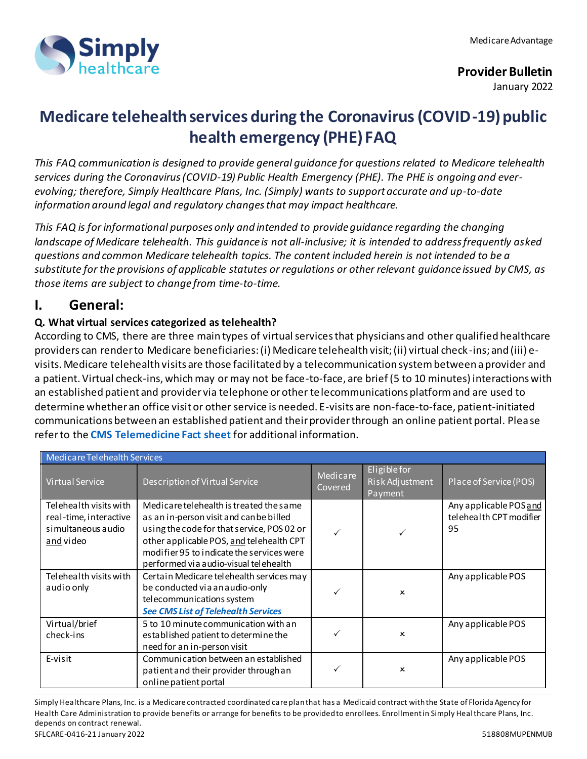Medicare Advantage

**Provider Bulletin**
January 2022

# Medicare telehealth services during the Coronavirus (COVID-19) public health emergency (PHE) FAQ

*This FAQ communication is designed to provide general guidance for questions related to Medicare telehealth services during the Coronavirus (COVID-19) Public Health Emergency (PHE). The PHE is ongoing and ever-evolving; therefore, Simply Healthcare Plans, Inc. (Simply) wants to support accurate and up-to-date information around legal and regulatory changes that may impact healthcare.*

*This FAQ is for informational purposes only and intended to provide guidance regarding the changing landscape of Medicare telehealth. This guidance is not all-inclusive; it is intended to address frequently asked questions and common Medicare telehealth topics. The content included herein is not intended to be a substitute for the provisions of applicable statutes or regulations or other relevant guidance issued by CMS, as those items are subject to change from time-to-time.*

## I. General:

**Q. What virtual services categorized as telehealth?**

According to CMS, there are three main types of virtual services that physicians and other qualified healthcare providers can render to Medicare beneficiaries: (i) Medicare telehealth visit; (ii) virtual check-ins; and (iii) e-visits. Medicare telehealth visits are those facilitated by a telecommunication system between a provider and a patient. Virtual check-ins, which may or may not be face-to-face, are brief (5 to 10 minutes) interactions with an established patient and provider via telephone or other telecommunications platform and are used to determine whether an office visit or other service is needed. E-visits are non-face-to-face, patient-initiated communications between an established patient and their provider through an online patient portal. Please refer to the **CMS Telemedicine Fact sheet** for additional information.

| Medicare Telehealth Services | | | | |
|---|---|---|---|---|
| Virtual Service | Description of Virtual Service | Medicare Covered | Eligible for Risk Adjustment Payment | Place of Service (POS) |
| Telehealth visits with real-time, interactive simultaneous audio and video | Medicare telehealth is treated the same as an in-person visit and can be billed using the code for that service, POS 02 or other applicable POS, and telehealth CPT modifier 95 to indicate the services were performed via audio-visual telehealth | ✓ | ✓ | Any applicable POS and telehealth CPT modifier 95 |
| Telehealth visits with audio only | Certain Medicare telehealth services may be conducted via an audio-only telecommunications system ***See CMS List of Telehealth Services*** | ✓ | × | Any applicable POS |
| Virtual/brief check-ins | 5 to 10 minute communication with an established patient to determine the need for an in-person visit | ✓ | × | Any applicable POS |
| E-visit | Communication between an established patient and their provider through an online patient portal | ✓ | × | Any applicable POS |

Simply Healthcare Plans, Inc. is a Medicare contracted coordinated care plan that has a Medicaid contract with the State of Florida Agency for Health Care Administration to provide benefits or arrange for benefits to be provided to enrollees. Enrollment in Simply Healthcare Plans, Inc. depends on contract renewal.

SFLCARE-0416-21 January 2022 518808MUPENMUB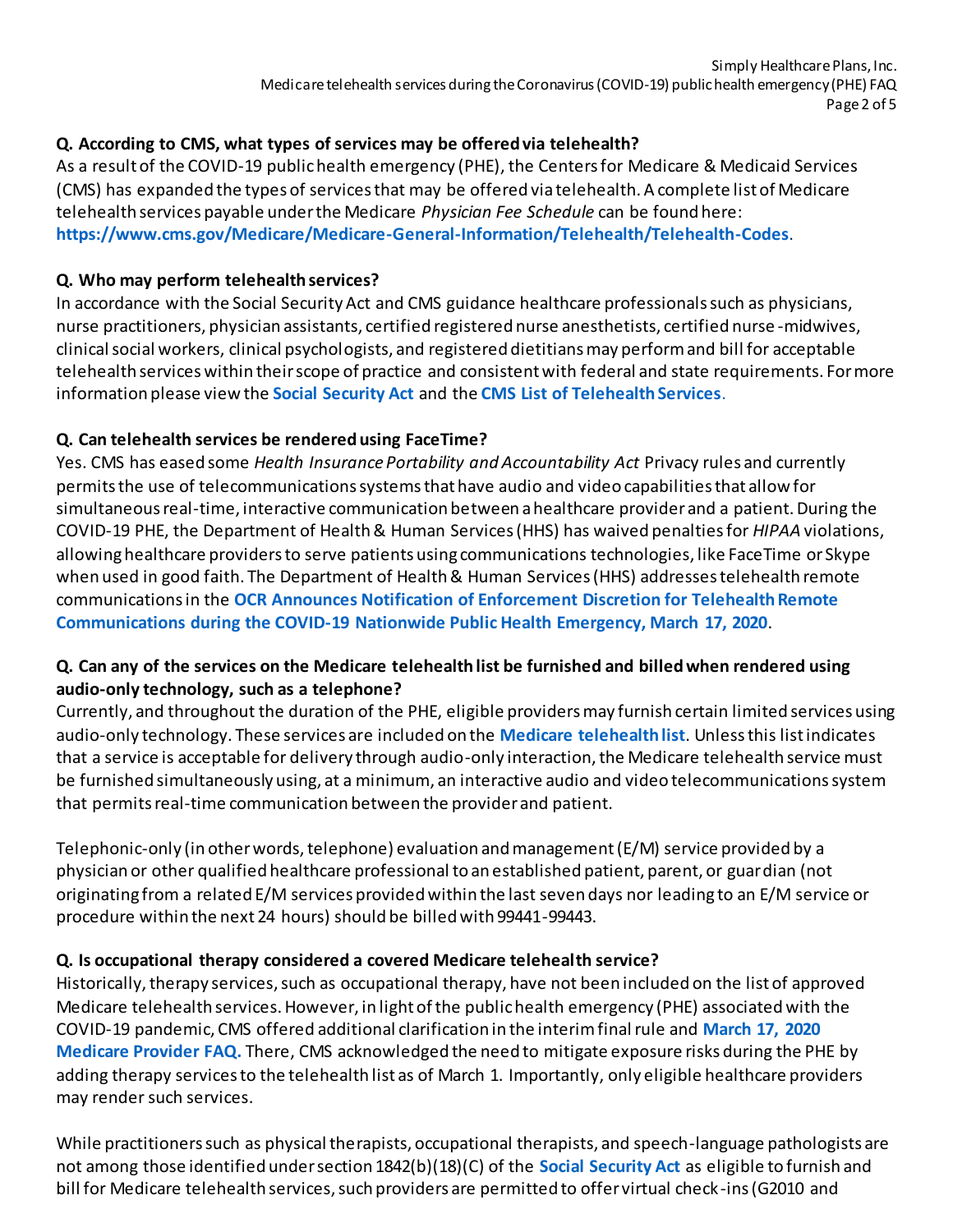**Q. According to CMS, what types of services may be offered via telehealth?**

As a result of the COVID-19 public health emergency (PHE), the Centers for Medicare & Medicaid Services (CMS) has expanded the types of services that may be offered via telehealth. A complete list of Medicare telehealth services payable under the Medicare *Physician Fee Schedule* can be found here: **https://www.cms.gov/Medicare/Medicare-General-Information/Telehealth/Telehealth-Codes**.

**Q. Who may perform telehealth services?**

In accordance with the Social Security Act and CMS guidance healthcare professionals such as physicians, nurse practitioners, physician assistants, certified registered nurse anesthetists, certified nurse-midwives, clinical social workers, clinical psychologists, and registered dietitians may perform and bill for acceptable telehealth services within their scope of practice and consistent with federal and state requirements. For more information please view the **Social Security Act** and the **CMS List of Telehealth Services**.

**Q. Can telehealth services be rendered using FaceTime?**

Yes. CMS has eased some *Health Insurance Portability and Accountability Act* Privacy rules and currently permits the use of telecommunications systems that have audio and video capabilities that allow for simultaneous real-time, interactive communication between a healthcare provider and a patient. During the COVID-19 PHE, the Department of Health & Human Services (HHS) has waived penalties for *HIPAA* violations, allowing healthcare providers to serve patients using communications technologies, like FaceTime or Skype when used in good faith. The Department of Health & Human Services (HHS) addresses telehealth remote communications in the **OCR Announces Notification of Enforcement Discretion for Telehealth Remote Communications during the COVID-19 Nationwide Public Health Emergency, March 17, 2020**.

**Q. Can any of the services on the Medicare telehealth list be furnished and billed when rendered using audio-only technology, such as a telephone?**

Currently, and throughout the duration of the PHE, eligible providers may furnish certain limited services using audio-only technology. These services are included on the **Medicare telehealth list**. Unless this list indicates that a service is acceptable for delivery through audio-only interaction, the Medicare telehealth service must be furnished simultaneously using, at a minimum, an interactive audio and video telecommunications system that permits real-time communication between the provider and patient.

Telephonic-only (in other words, telephone) evaluation and management (E/M) service provided by a physician or other qualified healthcare professional to an established patient, parent, or guardian (not originating from a related E/M services provided within the last seven days nor leading to an E/M service or procedure within the next 24 hours) should be billed with 99441-99443.

**Q. Is occupational therapy considered a covered Medicare telehealth service?**

Historically, therapy services, such as occupational therapy, have not been included on the list of approved Medicare telehealth services. However, in light of the public health emergency (PHE) associated with the COVID-19 pandemic, CMS offered additional clarification in the interim final rule and **March 17, 2020 Medicare Provider FAQ.** There, CMS acknowledged the need to mitigate exposure risks during the PHE by adding therapy services to the telehealth list as of March 1. Importantly, only eligible healthcare providers may render such services.

While practitioners such as physical therapists, occupational therapists, and speech-language pathologists are not among those identified under section 1842(b)(18)(C) of the **Social Security Act** as eligible to furnish and bill for Medicare telehealth services, such providers are permitted to offer virtual check-ins (G2010 and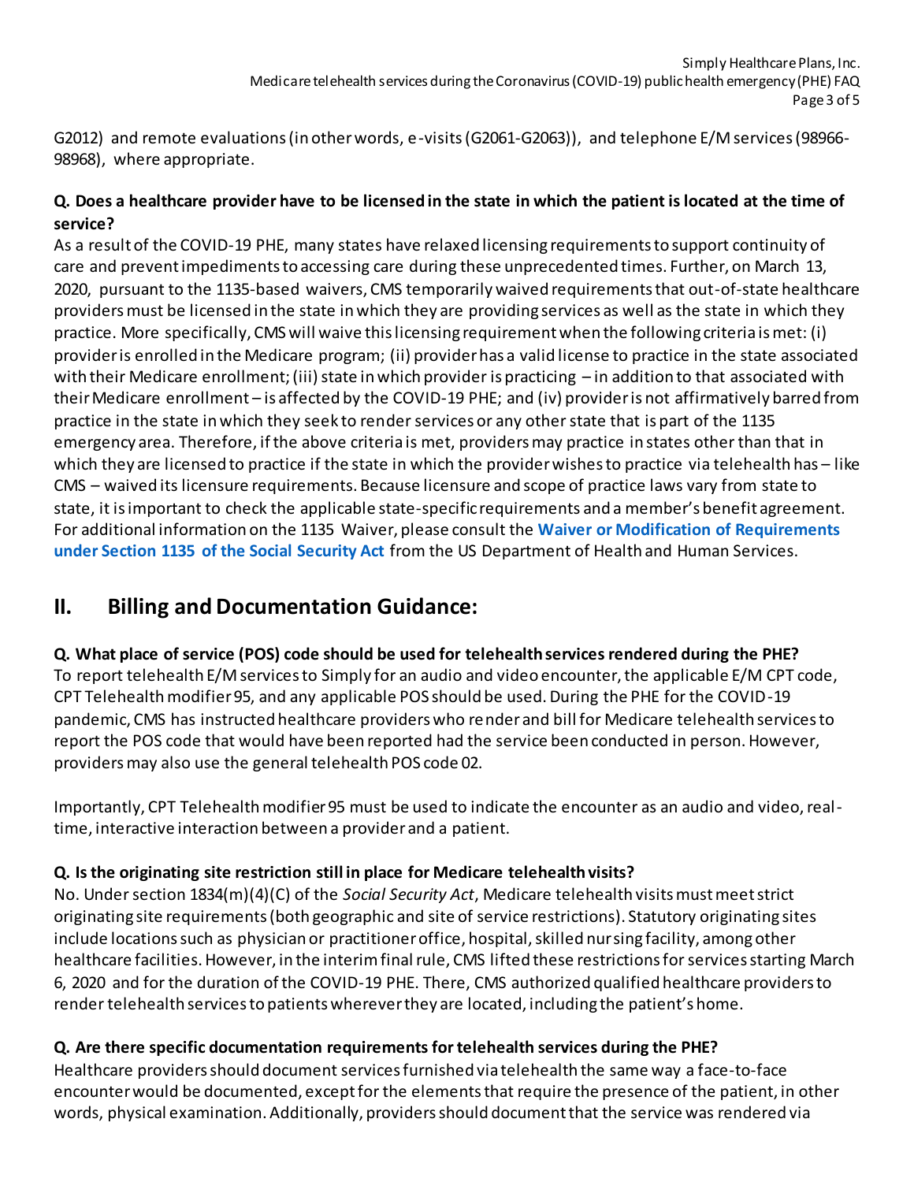G2012) and remote evaluations (in other words, e-visits (G2061-G2063)), and telephone E/M services (98966-98968), where appropriate.

**Q. Does a healthcare provider have to be licensed in the state in which the patient is located at the time of service?**

As a result of the COVID-19 PHE, many states have relaxed licensing requirements to support continuity of care and prevent impediments to accessing care during these unprecedented times. Further, on March 13, 2020, pursuant to the 1135-based waivers, CMS temporarily waived requirements that out-of-state healthcare providers must be licensed in the state in which they are providing services as well as the state in which they practice. More specifically, CMS will waive this licensing requirement when the following criteria is met: (i) provider is enrolled in the Medicare program; (ii) provider has a valid license to practice in the state associated with their Medicare enrollment; (iii) state in which provider is practicing – in addition to that associated with their Medicare enrollment – is affected by the COVID-19 PHE; and (iv) provider is not affirmatively barred from practice in the state in which they seek to render services or any other state that is part of the 1135 emergency area. Therefore, if the above criteria is met, providers may practice in states other than that in which they are licensed to practice if the state in which the provider wishes to practice via telehealth has – like CMS – waived its licensure requirements. Because licensure and scope of practice laws vary from state to state, it is important to check the applicable state-specific requirements and a member's benefit agreement. For additional information on the 1135 Waiver, please consult the **Waiver or Modification of Requirements under Section 1135 of the Social Security Act** from the US Department of Health and Human Services.

## II. Billing and Documentation Guidance:

**Q. What place of service (POS) code should be used for telehealth services rendered during the PHE?**

To report telehealth E/M services to Simply for an audio and video encounter, the applicable E/M CPT code, CPT Telehealth modifier 95, and any applicable POS should be used. During the PHE for the COVID-19 pandemic, CMS has instructed healthcare providers who render and bill for Medicare telehealth services to report the POS code that would have been reported had the service been conducted in person. However, providers may also use the general telehealth POS code 02.

Importantly, CPT Telehealth modifier 95 must be used to indicate the encounter as an audio and video, real-time, interactive interaction between a provider and a patient.

**Q. Is the originating site restriction still in place for Medicare telehealth visits?**

No. Under section 1834(m)(4)(C) of the *Social Security Act*, Medicare telehealth visits must meet strict originating site requirements (both geographic and site of service restrictions). Statutory originating sites include locations such as physician or practitioner office, hospital, skilled nursing facility, among other healthcare facilities. However, in the interim final rule, CMS lifted these restrictions for services starting March 6, 2020 and for the duration of the COVID-19 PHE. There, CMS authorized qualified healthcare providers to render telehealth services to patients wherever they are located, including the patient's home.

**Q. Are there specific documentation requirements for telehealth services during the PHE?**

Healthcare providers should document services furnished via telehealth the same way a face-to-face encounter would be documented, except for the elements that require the presence of the patient, in other words, physical examination. Additionally, providers should document that the service was rendered via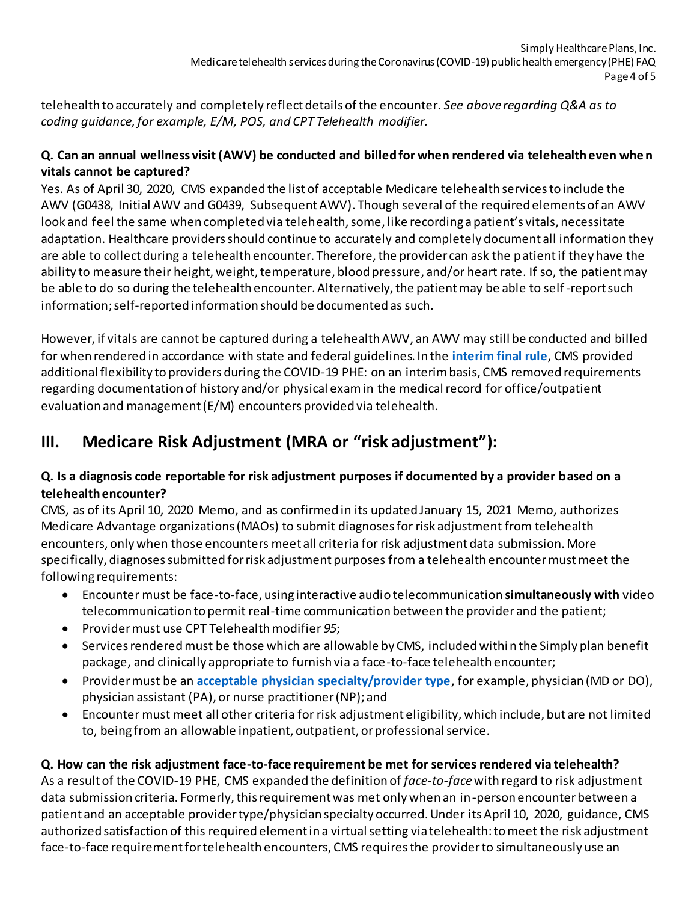telehealth to accurately and completely reflect details of the encounter. *See above regarding Q&A as to coding guidance, for example, E/M, POS, and CPT Telehealth modifier.*

**Q. Can an annual wellness visit (AWV) be conducted and billed for when rendered via telehealth even when vitals cannot be captured?**

Yes. As of April 30, 2020, CMS expanded the list of acceptable Medicare telehealth services to include the AWV (G0438, Initial AWV and G0439, Subsequent AWV). Though several of the required elements of an AWV look and feel the same when completed via telehealth, some, like recording a patient's vitals, necessitate adaptation. Healthcare providers should continue to accurately and completely document all information they are able to collect during a telehealth encounter. Therefore, the provider can ask the patient if they have the ability to measure their height, weight, temperature, blood pressure, and/or heart rate. If so, the patient may be able to do so during the telehealth encounter. Alternatively, the patient may be able to self-report such information; self-reported information should be documented as such.

However, if vitals are cannot be captured during a telehealth AWV, an AWV may still be conducted and billed for when rendered in accordance with state and federal guidelines. In the **interim final rule**, CMS provided additional flexibility to providers during the COVID-19 PHE: on an interim basis, CMS removed requirements regarding documentation of history and/or physical exam in the medical record for office/outpatient evaluation and management (E/M) encounters provided via telehealth.

## III. Medicare Risk Adjustment (MRA or "risk adjustment"):

**Q. Is a diagnosis code reportable for risk adjustment purposes if documented by a provider based on a telehealth encounter?**

CMS, as of its April 10, 2020 Memo, and as confirmed in its updated January 15, 2021 Memo, authorizes Medicare Advantage organizations (MAOs) to submit diagnoses for risk adjustment from telehealth encounters, only when those encounters meet all criteria for risk adjustment data submission. More specifically, diagnoses submitted for risk adjustment purposes from a telehealth encounter must meet the following requirements:

- Encounter must be face-to-face, using interactive audio telecommunication **simultaneously with** video telecommunication to permit real-time communication between the provider and the patient;
- Provider must use CPT Telehealth modifier *95*;
- Services rendered must be those which are allowable by CMS, included within the Simply plan benefit package, and clinically appropriate to furnish via a face-to-face telehealth encounter;
- Provider must be an **acceptable physician specialty/provider type**, for example, physician (MD or DO), physician assistant (PA), or nurse practitioner (NP); and
- Encounter must meet all other criteria for risk adjustment eligibility, which include, but are not limited to, being from an allowable inpatient, outpatient, or professional service.

**Q. How can the risk adjustment face-to-face requirement be met for services rendered via telehealth?**

As a result of the COVID-19 PHE, CMS expanded the definition of *face-to-face* with regard to risk adjustment data submission criteria. Formerly, this requirement was met only when an in-person encounter between a patient and an acceptable provider type/physician specialty occurred. Under its April 10, 2020, guidance, CMS authorized satisfaction of this required element in a virtual setting via telehealth: to meet the risk adjustment face-to-face requirement for telehealth encounters, CMS requires the provider to simultaneously use an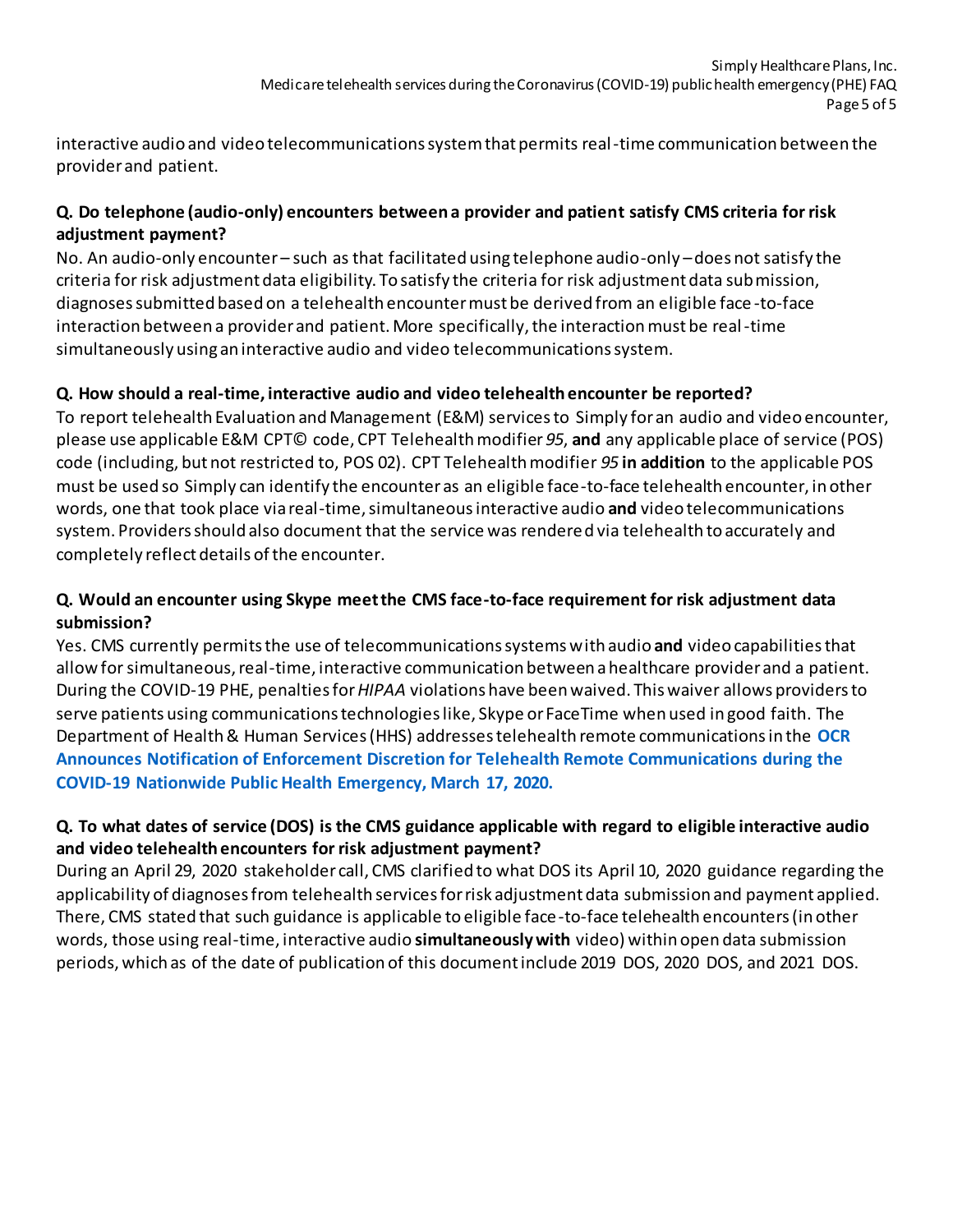interactive audio and video telecommunications system that permits real-time communication between the provider and patient.

**Q. Do telephone (audio-only) encounters between a provider and patient satisfy CMS criteria for risk adjustment payment?**

No. An audio-only encounter – such as that facilitated using telephone audio-only – does not satisfy the criteria for risk adjustment data eligibility. To satisfy the criteria for risk adjustment data submission, diagnoses submitted based on a telehealth encounter must be derived from an eligible face-to-face interaction between a provider and patient. More specifically, the interaction must be real-time simultaneously using an interactive audio and video telecommunications system.

**Q. How should a real-time, interactive audio and video telehealth encounter be reported?**

To report telehealth Evaluation and Management (E&M) services to Simply for an audio and video encounter, please use applicable E&M CPT© code, CPT Telehealth modifier ***95***, **and** any applicable place of service (POS) code (including, but not restricted to, POS 02). CPT Telehealth modifier ***95*** **in addition** to the applicable POS must be used so Simply can identify the encounter as an eligible face-to-face telehealth encounter, in other words, one that took place via real-time, simultaneous interactive audio **and** video telecommunications system. Providers should also document that the service was rendered via telehealth to accurately and completely reflect details of the encounter.

**Q. Would an encounter using Skype meet the CMS face-to-face requirement for risk adjustment data submission?**

Yes. CMS currently permits the use of telecommunications systems with audio **and** video capabilities that allow for simultaneous, real-time, interactive communication between a healthcare provider and a patient. During the COVID-19 PHE, penalties for *HIPAA* violations have been waived. This waiver allows providers to serve patients using communications technologies like, Skype or FaceTime when used in good faith. The Department of Health & Human Services (HHS) addresses telehealth remote communications in the **OCR Announces Notification of Enforcement Discretion for Telehealth Remote Communications during the COVID-19 Nationwide Public Health Emergency, March 17, 2020.**

**Q. To what dates of service (DOS) is the CMS guidance applicable with regard to eligible interactive audio and video telehealth encounters for risk adjustment payment?**

During an April 29, 2020 stakeholder call, CMS clarified to what DOS its April 10, 2020 guidance regarding the applicability of diagnoses from telehealth services for risk adjustment data submission and payment applied. There, CMS stated that such guidance is applicable to eligible face-to-face telehealth encounters (in other words, those using real-time, interactive audio **simultaneously with** video) within open data submission periods, which as of the date of publication of this document include 2019 DOS, 2020 DOS, and 2021 DOS.